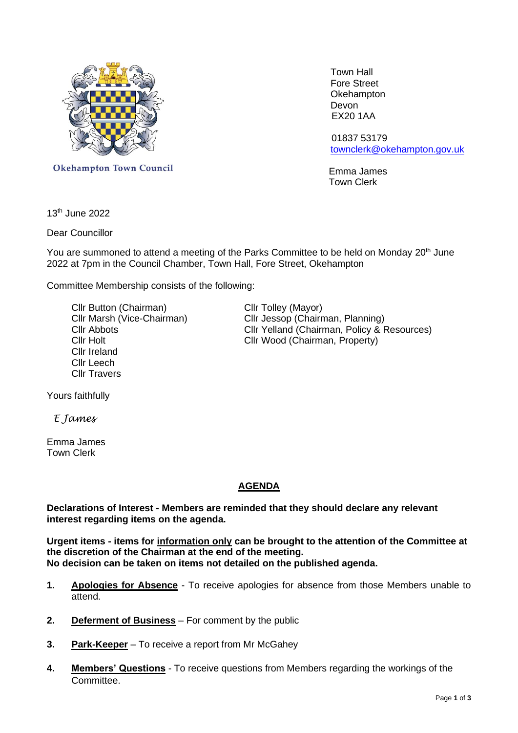Okehampton Town Council

Town Hall
Fore Street
Okehampton
Devon
EX20 1AA

01837 53179
townclerk@okehampton.gov.uk

Emma James
Town Clerk

13th June 2022

Dear Councillor

You are summoned to attend a meeting of the Parks Committee to be held on Monday 20th June 2022 at 7pm in the Council Chamber, Town Hall, Fore Street, Okehampton

Committee Membership consists of the following:

Cllr Button (Chairman)
Cllr Marsh (Vice-Chairman)
Cllr Abbots
Cllr Holt
Cllr Ireland
Cllr Leech
Cllr Travers

Cllr Tolley (Mayor)
Cllr Jessop (Chairman, Planning)
Cllr Yelland (Chairman, Policy & Resources)
Cllr Wood (Chairman, Property)

Yours faithfully

*E James*

Emma James
Town Clerk

## AGENDA

**Declarations of Interest - Members are reminded that they should declare any relevant interest regarding items on the agenda.**

**Urgent items - items for information only can be brought to the attention of the Committee at the discretion of the Chairman at the end of the meeting.**
**No decision can be taken on items not detailed on the published agenda.**

1. **Apologies for Absence** - To receive apologies for absence from those Members unable to attend.

2. **Deferment of Business** – For comment by the public

3. **Park-Keeper** – To receive a report from Mr McGahey

4. **Members' Questions** - To receive questions from Members regarding the workings of the Committee.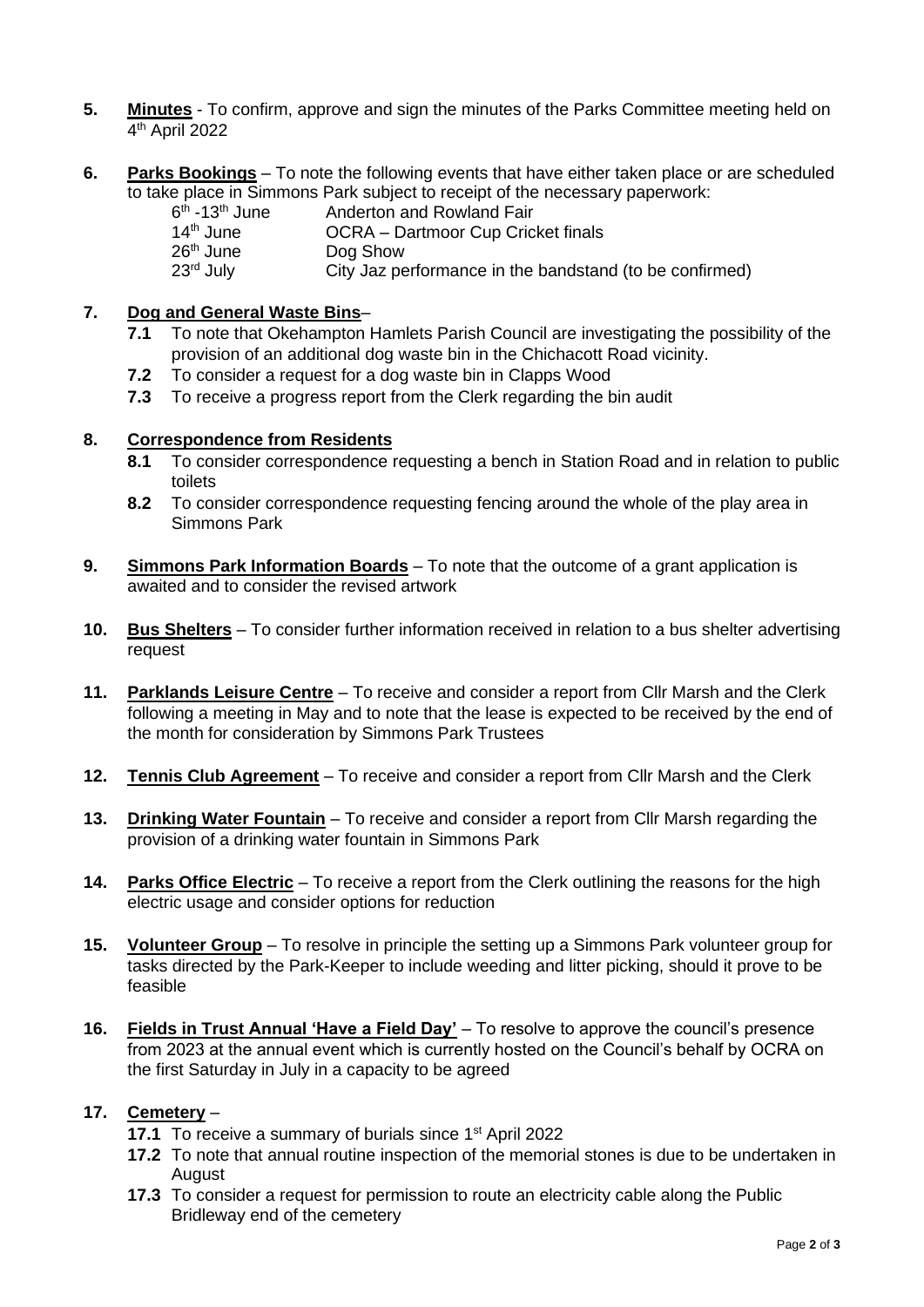5. **Minutes** - To confirm, approve and sign the minutes of the Parks Committee meeting held on 4th April 2022

6. **Parks Bookings** – To note the following events that have either taken place or are scheduled to take place in Simmons Park subject to receipt of the necessary paperwork:

   | | |
   |---|---|
   | 6th -13th June | Anderton and Rowland Fair |
   | 14th June | OCRA – Dartmoor Cup Cricket finals |
   | 26th June | Dog Show |
   | 23rd July | City Jaz performance in the bandstand (to be confirmed) |

7. **Dog and General Waste Bins**–
   - **7.1** To note that Okehampton Hamlets Parish Council are investigating the possibility of the provision of an additional dog waste bin in the Chichacott Road vicinity.
   - **7.2** To consider a request for a dog waste bin in Clapps Wood
   - **7.3** To receive a progress report from the Clerk regarding the bin audit

8. **Correspondence from Residents**
   - **8.1** To consider correspondence requesting a bench in Station Road and in relation to public toilets
   - **8.2** To consider correspondence requesting fencing around the whole of the play area in Simmons Park

9. **Simmons Park Information Boards** – To note that the outcome of a grant application is awaited and to consider the revised artwork

10. **Bus Shelters** – To consider further information received in relation to a bus shelter advertising request

11. **Parklands Leisure Centre** – To receive and consider a report from Cllr Marsh and the Clerk following a meeting in May and to note that the lease is expected to be received by the end of the month for consideration by Simmons Park Trustees

12. **Tennis Club Agreement** – To receive and consider a report from Cllr Marsh and the Clerk

13. **Drinking Water Fountain** – To receive and consider a report from Cllr Marsh regarding the provision of a drinking water fountain in Simmons Park

14. **Parks Office Electric** – To receive a report from the Clerk outlining the reasons for the high electric usage and consider options for reduction

15. **Volunteer Group** – To resolve in principle the setting up a Simmons Park volunteer group for tasks directed by the Park-Keeper to include weeding and litter picking, should it prove to be feasible

16. **Fields in Trust Annual 'Have a Field Day'** – To resolve to approve the council's presence from 2023 at the annual event which is currently hosted on the Council's behalf by OCRA on the first Saturday in July in a capacity to be agreed

17. **Cemetery** –
   - **17.1** To receive a summary of burials since 1st April 2022
   - **17.2** To note that annual routine inspection of the memorial stones is due to be undertaken in August
   - **17.3** To consider a request for permission to route an electricity cable along the Public Bridleway end of the cemetery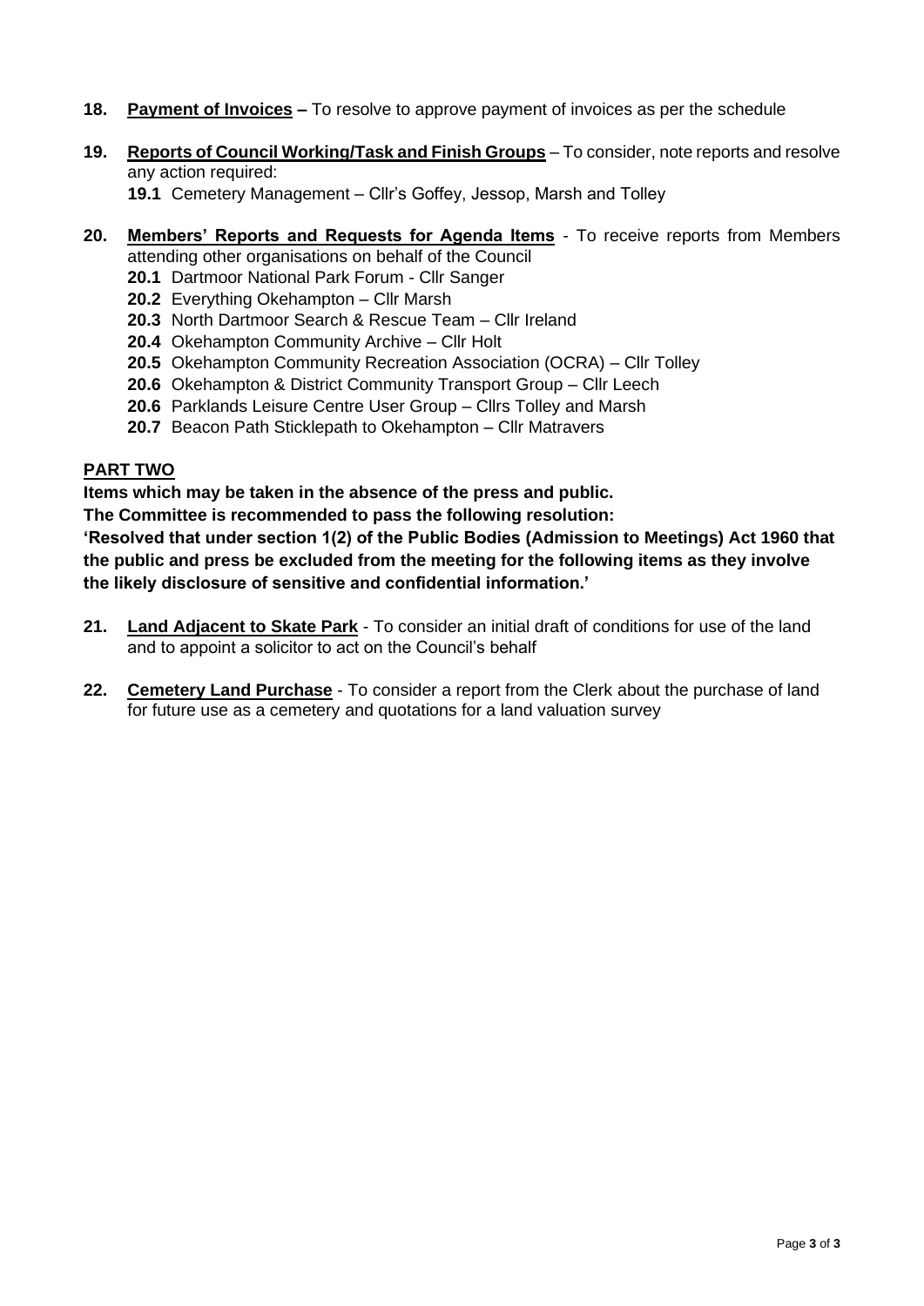18. **Payment of Invoices –** To resolve to approve payment of invoices as per the schedule

19. **Reports of Council Working/Task and Finish Groups** – To consider, note reports and resolve any action required:
    - **19.1** Cemetery Management – Cllr's Goffey, Jessop, Marsh and Tolley

20. **Members' Reports and Requests for Agenda Items** - To receive reports from Members attending other organisations on behalf of the Council
    - **20.1** Dartmoor National Park Forum - Cllr Sanger
    - **20.2** Everything Okehampton – Cllr Marsh
    - **20.3** North Dartmoor Search & Rescue Team – Cllr Ireland
    - **20.4** Okehampton Community Archive – Cllr Holt
    - **20.5** Okehampton Community Recreation Association (OCRA) – Cllr Tolley
    - **20.6** Okehampton & District Community Transport Group – Cllr Leech
    - **20.6** Parklands Leisure Centre User Group – Cllrs Tolley and Marsh
    - **20.7** Beacon Path Sticklepath to Okehampton – Cllr Matravers

## PART TWO

**Items which may be taken in the absence of the press and public.**

**The Committee is recommended to pass the following resolution:**

**'Resolved that under section 1(2) of the Public Bodies (Admission to Meetings) Act 1960 that the public and press be excluded from the meeting for the following items as they involve the likely disclosure of sensitive and confidential information.'**

21. **Land Adjacent to Skate Park** - To consider an initial draft of conditions for use of the land and to appoint a solicitor to act on the Council's behalf

22. **Cemetery Land Purchase** - To consider a report from the Clerk about the purchase of land for future use as a cemetery and quotations for a land valuation survey